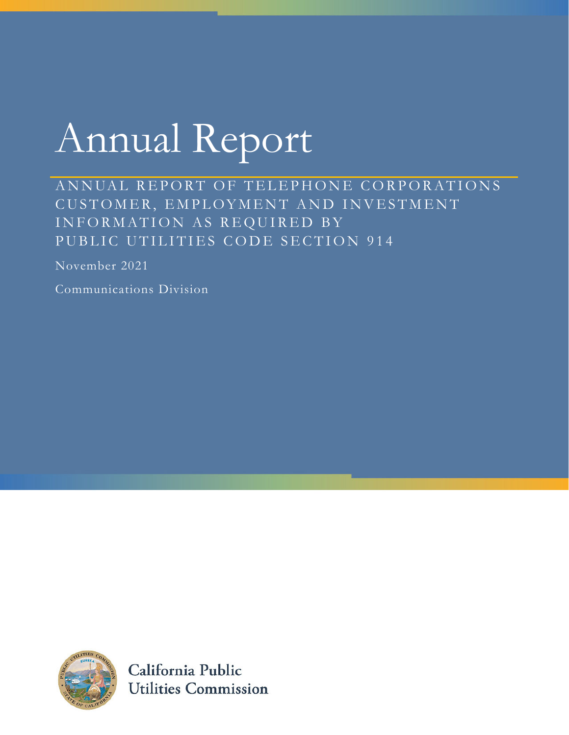# Annual Report

ANNUAL REPORT OF TELEPHONE CORPORATIONS CUSTOMER, EMPLOYMENT AND INVESTMENT INFORMATION AS REQUIRED BY PUBLIC UTILITIES CODE SECTION 914

November 2021

Communications Division

California Public Utilities Commission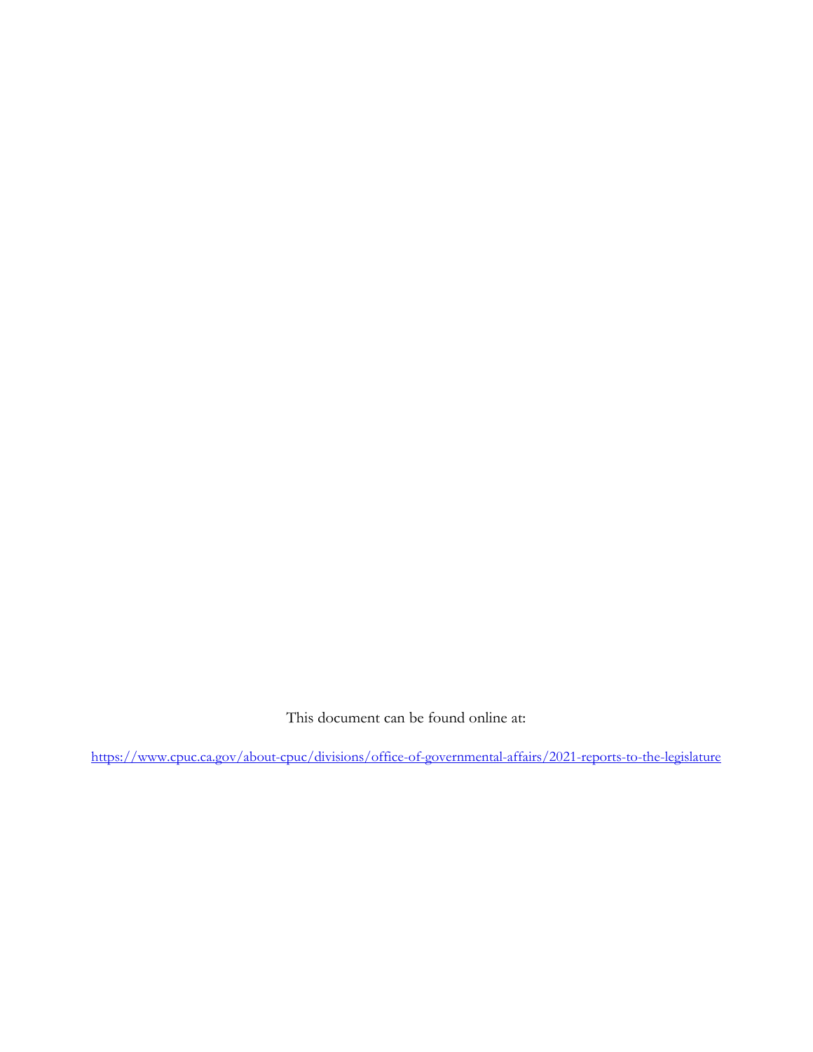This document can be found online at:

[https://www.cpuc.ca.gov/about-cpuc/divisions/office-of-governmental-affairs/2021-reports-to-the-legislature](https://www.cpuc.ca.gov/about-cpuc/divisions/office-of-governmental-affairs/2021-reports-to-the-legislature)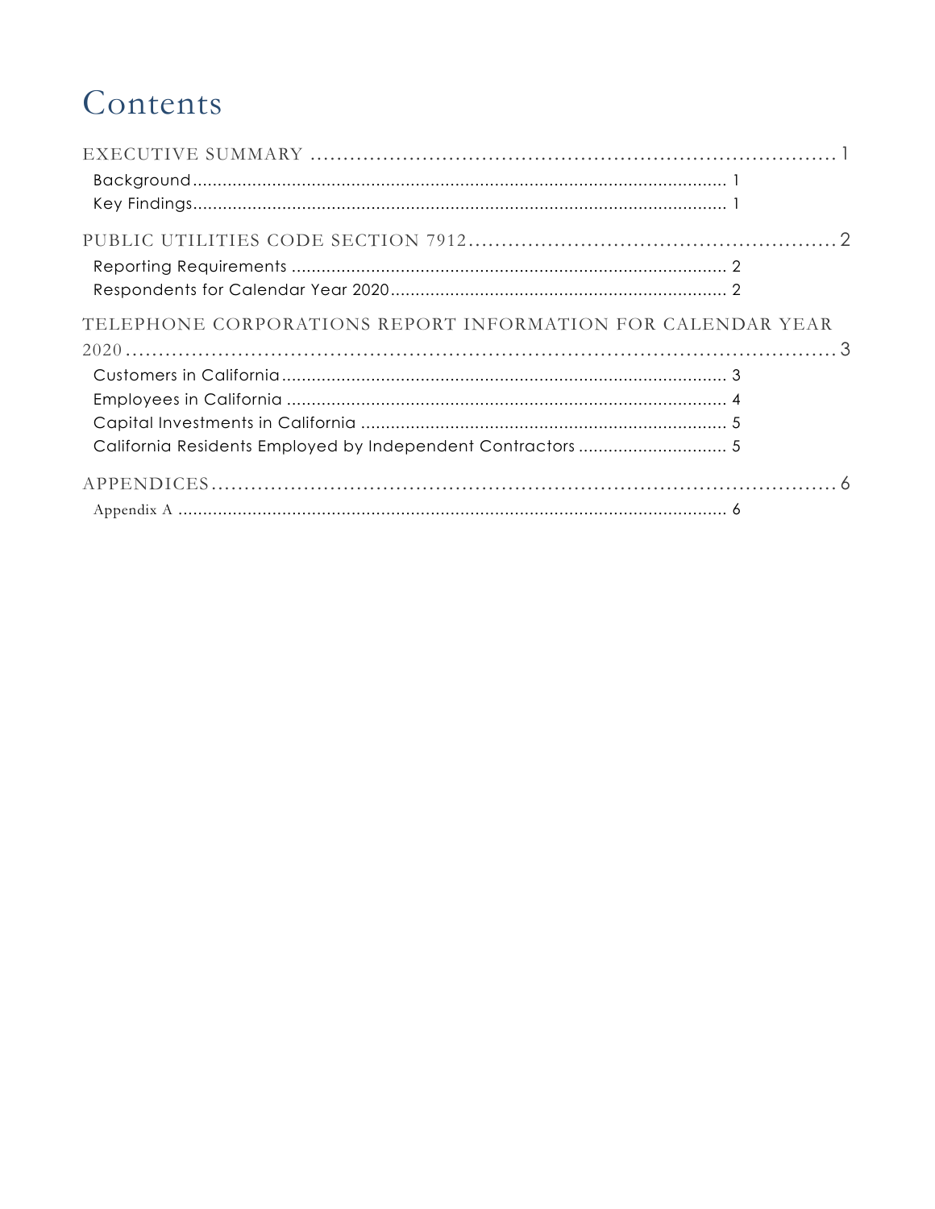# Contents

EXECUTIVE SUMMARY ........................................................................ 1

- Background ........................................................................ 1
- Key Findings ........................................................................ 1

PUBLIC UTILITIES CODE SECTION 7912 ........................................................................ 2

- Reporting Requirements ........................................................................ 2
- Respondents for Calendar Year 2020 ........................................................................ 2

TELEPHONE CORPORATIONS REPORT INFORMATION FOR CALENDAR YEAR 2020 ........................................................................ 3

- Customers in California ........................................................................ 3
- Employees in California ........................................................................ 4
- Capital Investments in California ........................................................................ 5
- California Residents Employed by Independent Contractors ........................................................................ 5

APPENDICES ........................................................................ 6

- Appendix A ........................................................................ 6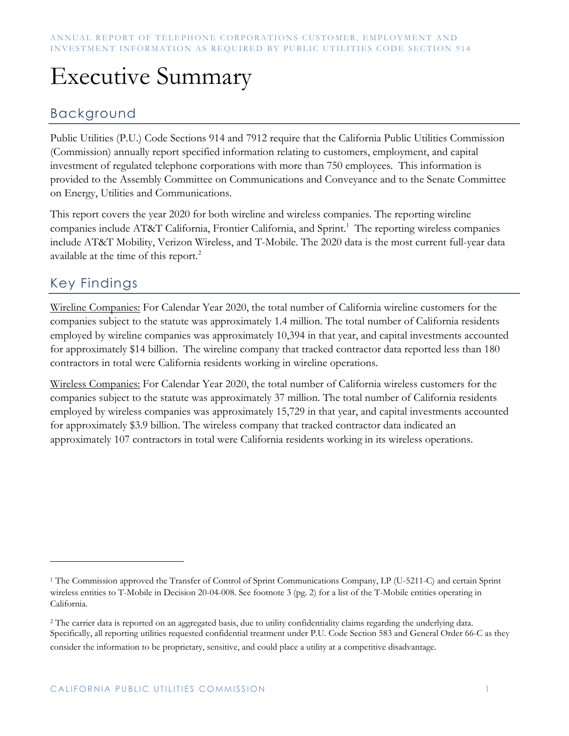# Executive Summary

## Background

Public Utilities (P.U.) Code Sections 914 and 7912 require that the California Public Utilities Commission (Commission) annually report specified information relating to customers, employment, and capital investment of regulated telephone corporations with more than 750 employees. This information is provided to the Assembly Committee on Communications and Conveyance and to the Senate Committee on Energy, Utilities and Communications.

This report covers the year 2020 for both wireline and wireless companies. The reporting wireline companies include AT&T California, Frontier California, and Sprint.[1] The reporting wireless companies include AT&T Mobility, Verizon Wireless, and T-Mobile. The 2020 data is the most current full-year data available at the time of this report.[2]

## Key Findings

Wireline Companies: For Calendar Year 2020, the total number of California wireline customers for the companies subject to the statute was approximately 1.4 million. The total number of California residents employed by wireline companies was approximately 10,394 in that year, and capital investments accounted for approximately $14 billion. The wireline company that tracked contractor data reported less than 180 contractors in total were California residents working in wireline operations.

Wireless Companies: For Calendar Year 2020, the total number of California wireless customers for the companies subject to the statute was approximately 37 million. The total number of California residents employed by wireless companies was approximately 15,729 in that year, and capital investments accounted for approximately $3.9 billion. The wireless company that tracked contractor data indicated an approximately 107 contractors in total were California residents working in its wireless operations.

---

[1] The Commission approved the Transfer of Control of Sprint Communications Company, LP (U-5211-C) and certain Sprint wireless entities to T-Mobile in Decision 20-04-008. See footnote 3 (pg. 2) for a list of the T-Mobile entities operating in California.

[2] The carrier data is reported on an aggregated basis, due to utility confidentiality claims regarding the underlying data. Specifically, all reporting utilities requested confidential treatment under P.U. Code Section 583 and General Order 66-C as they consider the information to be proprietary, sensitive, and could place a utility at a competitive disadvantage.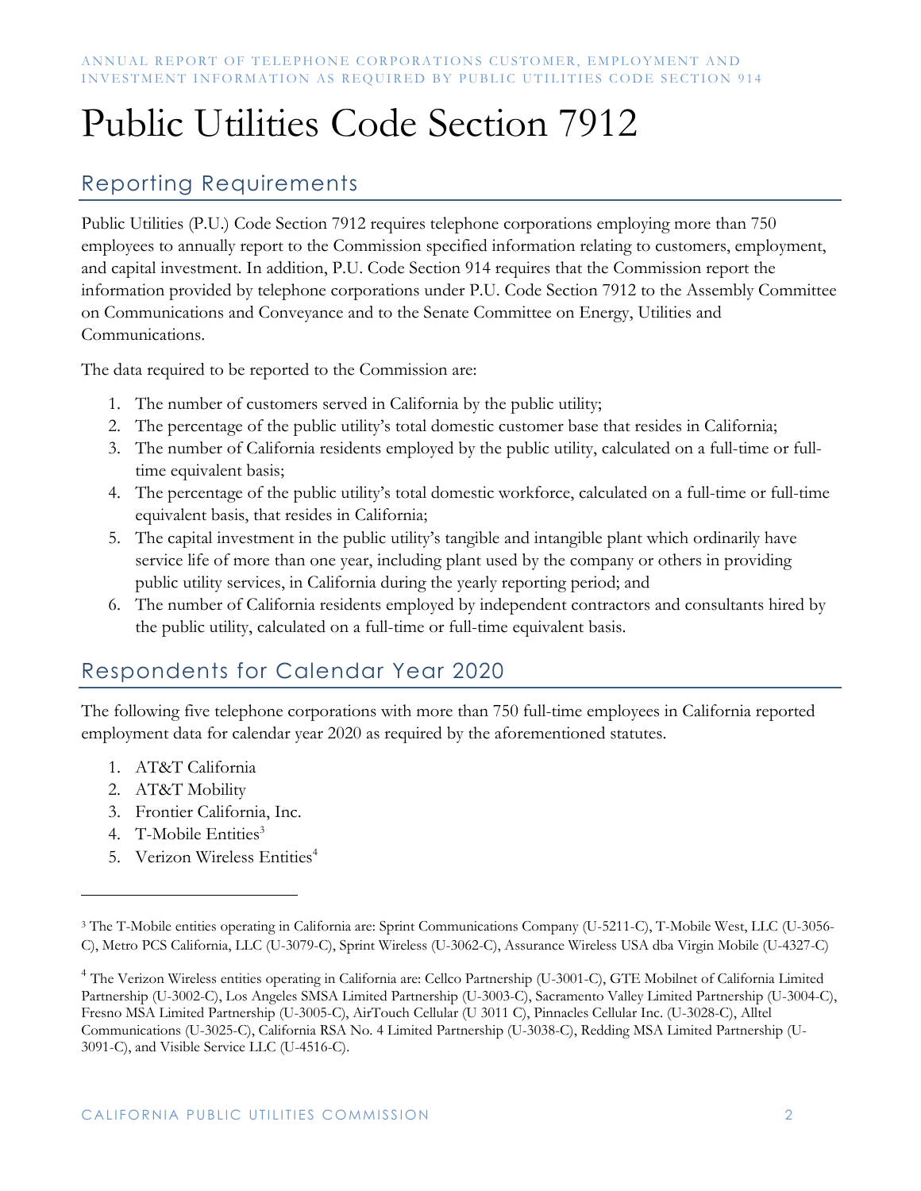# Public Utilities Code Section 7912

## Reporting Requirements

Public Utilities (P.U.) Code Section 7912 requires telephone corporations employing more than 750 employees to annually report to the Commission specified information relating to customers, employment, and capital investment. In addition, P.U. Code Section 914 requires that the Commission report the information provided by telephone corporations under P.U. Code Section 7912 to the Assembly Committee on Communications and Conveyance and to the Senate Committee on Energy, Utilities and Communications.

The data required to be reported to the Commission are:

1. The number of customers served in California by the public utility;
2. The percentage of the public utility's total domestic customer base that resides in California;
3. The number of California residents employed by the public utility, calculated on a full-time or full-time equivalent basis;
4. The percentage of the public utility's total domestic workforce, calculated on a full-time or full-time equivalent basis, that resides in California;
5. The capital investment in the public utility's tangible and intangible plant which ordinarily have service life of more than one year, including plant used by the company or others in providing public utility services, in California during the yearly reporting period; and
6. The number of California residents employed by independent contractors and consultants hired by the public utility, calculated on a full-time or full-time equivalent basis.

## Respondents for Calendar Year 2020

The following five telephone corporations with more than 750 full-time employees in California reported employment data for calendar year 2020 as required by the aforementioned statutes.

1. AT&T California
2. AT&T Mobility
3. Frontier California, Inc.
4. T-Mobile Entities[3]
5. Verizon Wireless Entities[4]

---

[3] The T-Mobile entities operating in California are: Sprint Communications Company (U-5211-C), T-Mobile West, LLC (U-3056-C), Metro PCS California, LLC (U-3079-C), Sprint Wireless (U-3062-C), Assurance Wireless USA dba Virgin Mobile (U-4327-C)

[4] The Verizon Wireless entities operating in California are: Cellco Partnership (U-3001-C), GTE Mobilnet of California Limited Partnership (U-3002-C), Los Angeles SMSA Limited Partnership (U-3003-C), Sacramento Valley Limited Partnership (U-3004-C), Fresno MSA Limited Partnership (U-3005-C), AirTouch Cellular (U 3011 C), Pinnacles Cellular Inc. (U-3028-C), Alltel Communications (U-3025-C), California RSA No. 4 Limited Partnership (U-3038-C), Redding MSA Limited Partnership (U-3091-C), and Visible Service LLC (U-4516-C).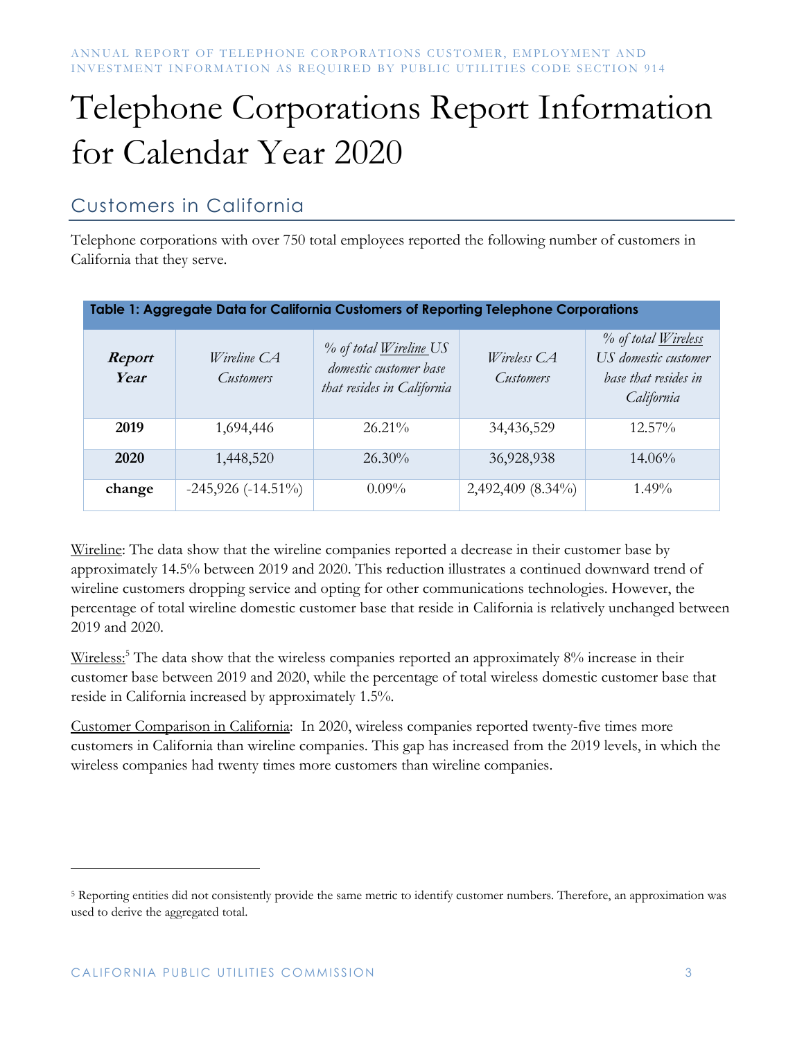# Telephone Corporations Report Information for Calendar Year 2020

## Customers in California

Telephone corporations with over 750 total employees reported the following number of customers in California that they serve.

**Table 1: Aggregate Data for California Customers of Reporting Telephone Corporations**

| ***Report Year*** | *Wireline CA Customers* | *% of total Wireline US domestic customer base that resides in California* | *Wireless CA Customers* | *% of total Wireless US domestic customer base that resides in California* |
|---|---|---|---|---|
| **2019** | 1,694,446 | 26.21% | 34,436,529 | 12.57% |
| **2020** | 1,448,520 | 26.30% | 36,928,938 | 14.06% |
| **change** | -245,926 (-14.51%) | 0.09% | 2,492,409 (8.34%) | 1.49% |

Wireline: The data show that the wireline companies reported a decrease in their customer base by approximately 14.5% between 2019 and 2020. This reduction illustrates a continued downward trend of wireline customers dropping service and opting for other communications technologies. However, the percentage of total wireline domestic customer base that reside in California is relatively unchanged between 2019 and 2020.

Wireless:[5] The data show that the wireless companies reported an approximately 8% increase in their customer base between 2019 and 2020, while the percentage of total wireless domestic customer base that reside in California increased by approximately 1.5%.

Customer Comparison in California: In 2020, wireless companies reported twenty-five times more customers in California than wireline companies. This gap has increased from the 2019 levels, in which the wireless companies had twenty times more customers than wireline companies.

[5] Reporting entities did not consistently provide the same metric to identify customer numbers. Therefore, an approximation was used to derive the aggregated total.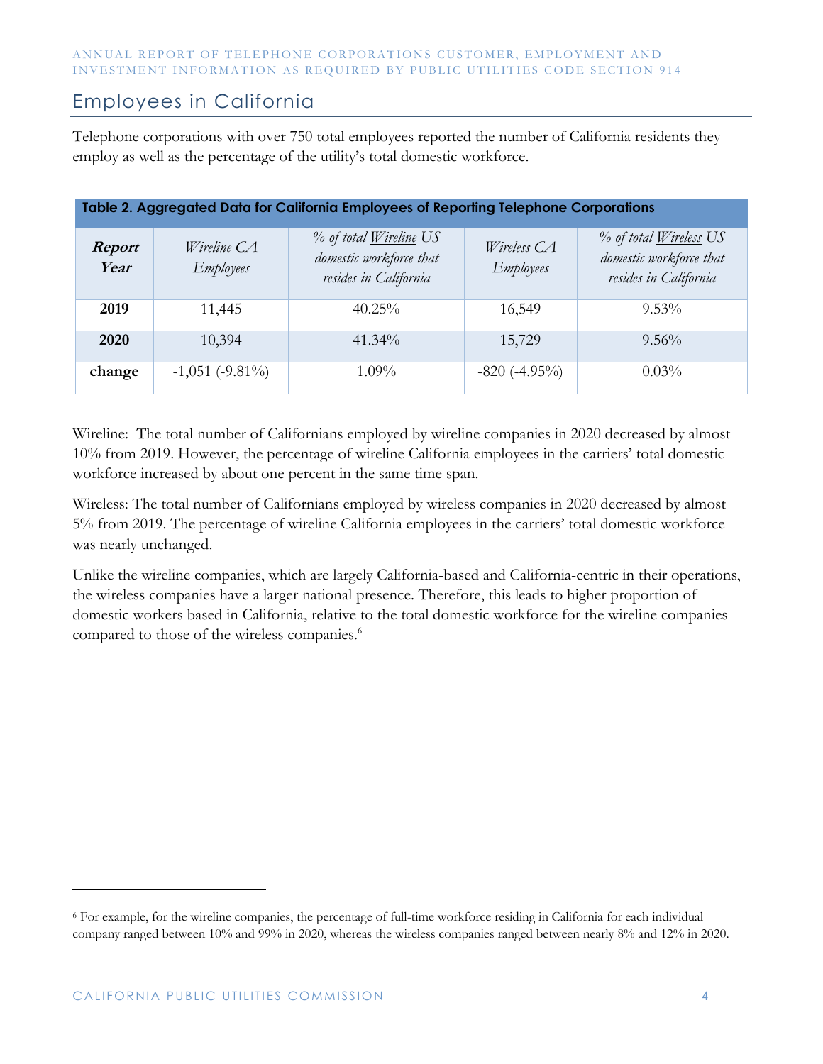## Employees in California

Telephone corporations with over 750 total employees reported the number of California residents they employ as well as the percentage of the utility's total domestic workforce.

**Table 2. Aggregated Data for California Employees of Reporting Telephone Corporations**

| ***Report Year*** | *Wireline CA Employees* | *% of total Wireline US domestic workforce that resides in California* | *Wireless CA Employees* | *% of total Wireless US domestic workforce that resides in California* |
|---|---|---|---|---|
| **2019** | 11,445 | 40.25% | 16,549 | 9.53% |
| **2020** | 10,394 | 41.34% | 15,729 | 9.56% |
| **change** | -1,051 (-9.81%) | 1.09% | -820 (-4.95%) | 0.03% |

Wireline: The total number of Californians employed by wireline companies in 2020 decreased by almost 10% from 2019. However, the percentage of wireline California employees in the carriers' total domestic workforce increased by about one percent in the same time span.

Wireless: The total number of Californians employed by wireless companies in 2020 decreased by almost 5% from 2019. The percentage of wireline California employees in the carriers' total domestic workforce was nearly unchanged.

Unlike the wireline companies, which are largely California-based and California-centric in their operations, the wireless companies have a larger national presence. Therefore, this leads to higher proportion of domestic workers based in California, relative to the total domestic workforce for the wireline companies compared to those of the wireless companies.[6]

---

[6] For example, for the wireline companies, the percentage of full-time workforce residing in California for each individual company ranged between 10% and 99% in 2020, whereas the wireless companies ranged between nearly 8% and 12% in 2020.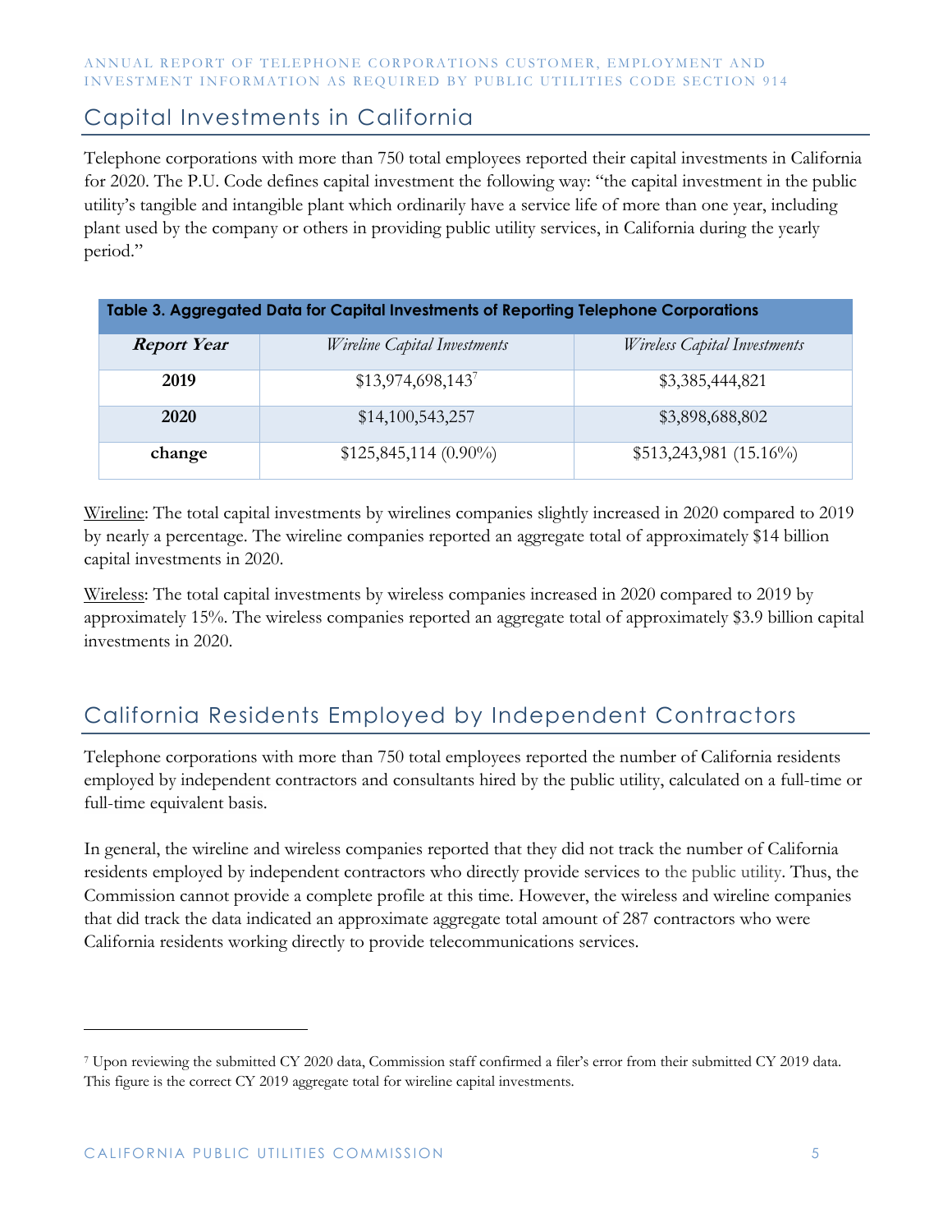## Capital Investments in California

Telephone corporations with more than 750 total employees reported their capital investments in California for 2020. The P.U. Code defines capital investment the following way: "the capital investment in the public utility's tangible and intangible plant which ordinarily have a service life of more than one year, including plant used by the company or others in providing public utility services, in California during the yearly period."

| Table 3. Aggregated Data for Capital Investments of Reporting Telephone Corporations | | |
|---|---|---|
| ***Report Year*** | *Wireline Capital Investments* | *Wireless Capital Investments* |
| **2019** | $13,974,698,143[7] | $3,385,444,821 |
| **2020** | $14,100,543,257 | $3,898,688,802 |
| **change** | $125,845,114 (0.90%) | $513,243,981 (15.16%) |

Wireline: The total capital investments by wirelines companies slightly increased in 2020 compared to 2019 by nearly a percentage. The wireline companies reported an aggregate total of approximately $14 billion capital investments in 2020.

Wireless: The total capital investments by wireless companies increased in 2020 compared to 2019 by approximately 15%. The wireless companies reported an aggregate total of approximately $3.9 billion capital investments in 2020.

## California Residents Employed by Independent Contractors

Telephone corporations with more than 750 total employees reported the number of California residents employed by independent contractors and consultants hired by the public utility, calculated on a full-time or full-time equivalent basis.

In general, the wireline and wireless companies reported that they did not track the number of California residents employed by independent contractors who directly provide services to the public utility. Thus, the Commission cannot provide a complete profile at this time. However, the wireless and wireline companies that did track the data indicated an approximate aggregate total amount of 287 contractors who were California residents working directly to provide telecommunications services.

[7] Upon reviewing the submitted CY 2020 data, Commission staff confirmed a filer's error from their submitted CY 2019 data. This figure is the correct CY 2019 aggregate total for wireline capital investments.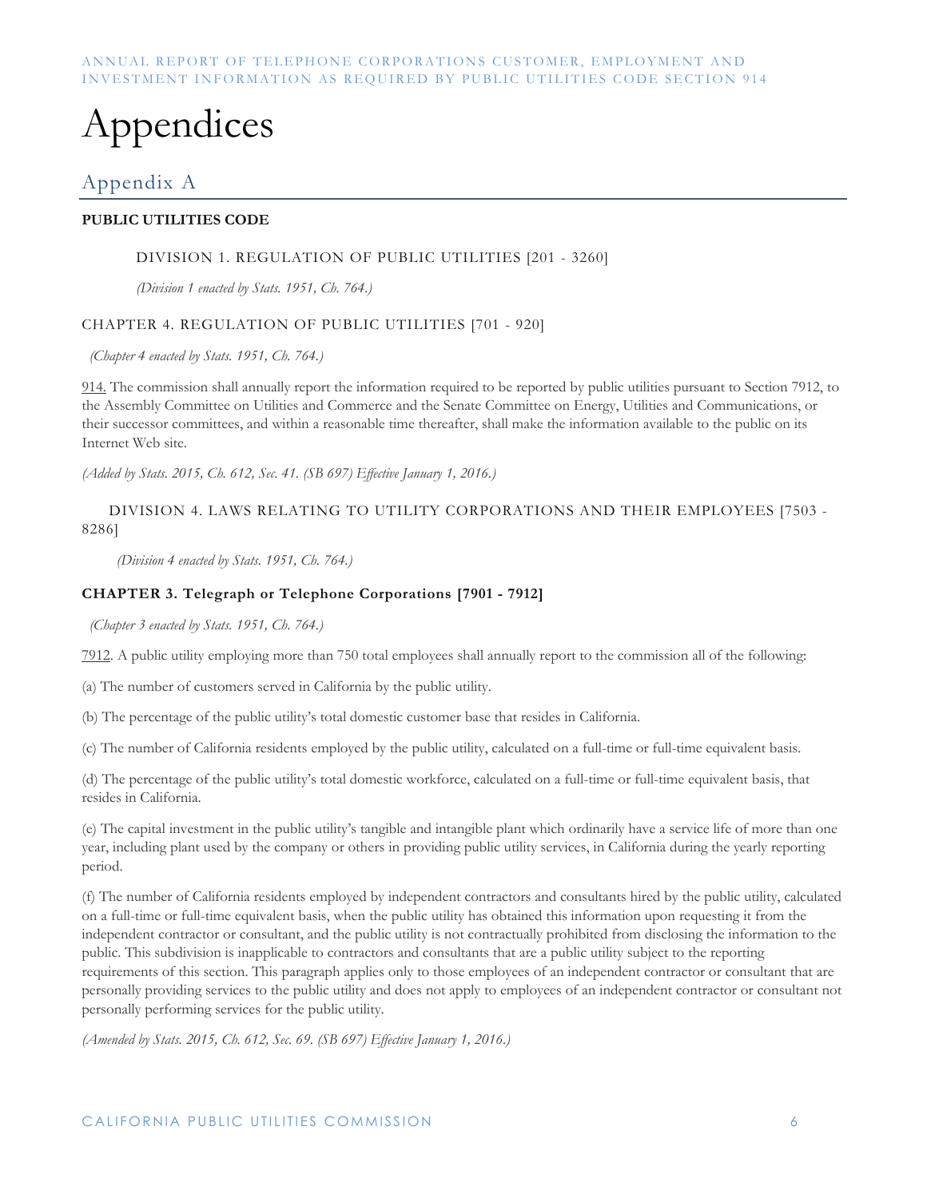# Appendices

## Appendix A

**PUBLIC UTILITIES CODE**

DIVISION 1. REGULATION OF PUBLIC UTILITIES [201 - 3260]

*(Division 1 enacted by Stats. 1951, Ch. 764.)*

CHAPTER 4. REGULATION OF PUBLIC UTILITIES [701 - 920]

*(Chapter 4 enacted by Stats. 1951, Ch. 764.)*

914. The commission shall annually report the information required to be reported by public utilities pursuant to Section 7912, to the Assembly Committee on Utilities and Commerce and the Senate Committee on Energy, Utilities and Communications, or their successor committees, and within a reasonable time thereafter, shall make the information available to the public on its Internet Web site.

*(Added by Stats. 2015, Ch. 612, Sec. 41. (SB 697) Effective January 1, 2016.)*

DIVISION 4. LAWS RELATING TO UTILITY CORPORATIONS AND THEIR EMPLOYEES [7503 - 8286]

*(Division 4 enacted by Stats. 1951, Ch. 764.)*

**CHAPTER 3. Telegraph or Telephone Corporations [7901 - 7912]**

*(Chapter 3 enacted by Stats. 1951, Ch. 764.)*

7912. A public utility employing more than 750 total employees shall annually report to the commission all of the following:

(a) The number of customers served in California by the public utility.

(b) The percentage of the public utility's total domestic customer base that resides in California.

(c) The number of California residents employed by the public utility, calculated on a full-time or full-time equivalent basis.

(d) The percentage of the public utility's total domestic workforce, calculated on a full-time or full-time equivalent basis, that resides in California.

(e) The capital investment in the public utility's tangible and intangible plant which ordinarily have a service life of more than one year, including plant used by the company or others in providing public utility services, in California during the yearly reporting period.

(f) The number of California residents employed by independent contractors and consultants hired by the public utility, calculated on a full-time or full-time equivalent basis, when the public utility has obtained this information upon requesting it from the independent contractor or consultant, and the public utility is not contractually prohibited from disclosing the information to the public. This subdivision is inapplicable to contractors and consultants that are a public utility subject to the reporting requirements of this section. This paragraph applies only to those employees of an independent contractor or consultant that are personally providing services to the public utility and does not apply to employees of an independent contractor or consultant not personally performing services for the public utility.

*(Amended by Stats. 2015, Ch. 612, Sec. 69. (SB 697) Effective January 1, 2016.)*